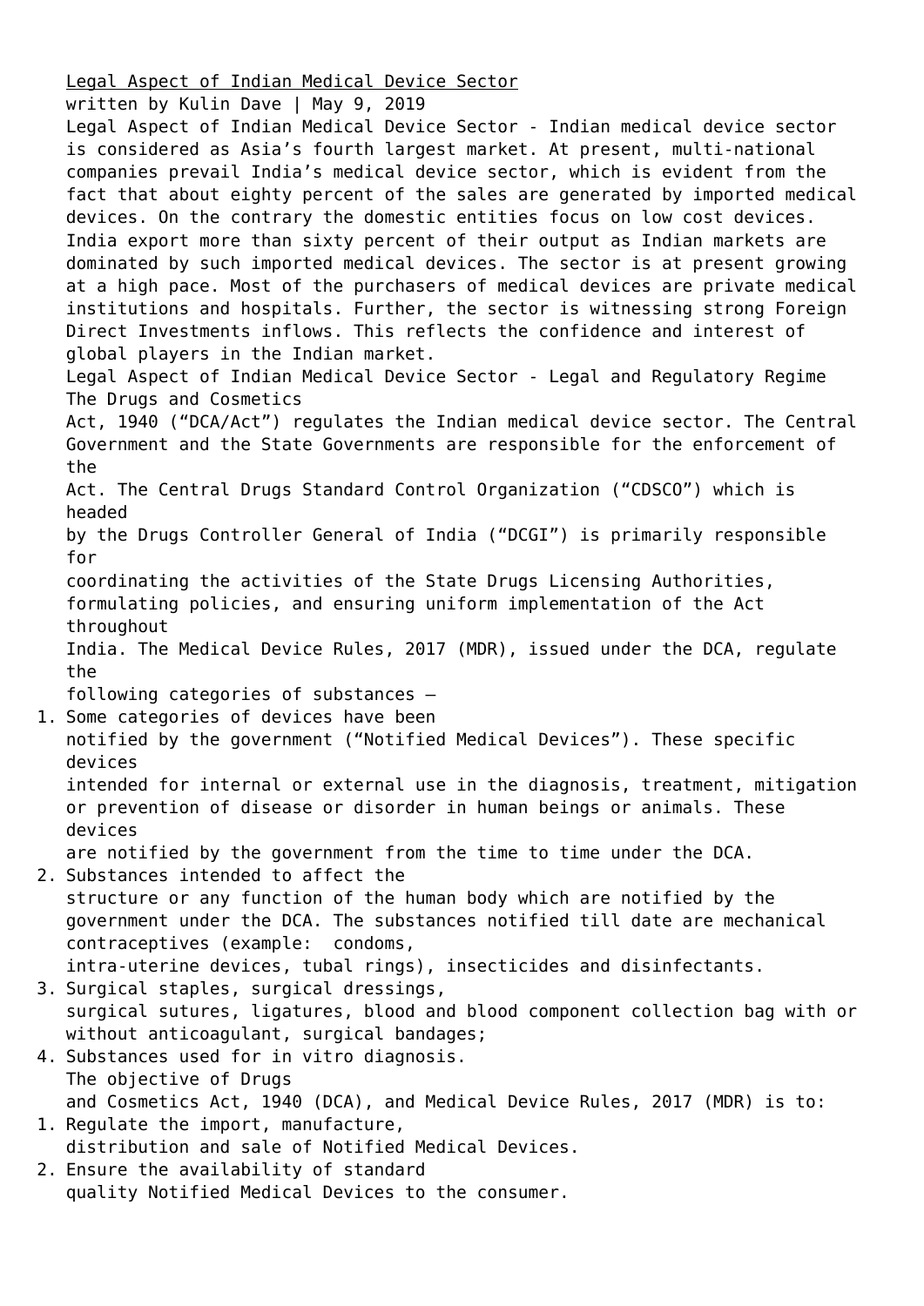# Legal Aspect of Indian Medical Device Sector

written by Kulin Dave | May 9, 2019

Legal Aspect of Indian Medical Device Sector - Indian medical device sector is considered as Asia's fourth largest market. At present, multi-national companies prevail India's medical device sector, which is evident from the fact that about eighty percent of the sales are generated by imported medical devices. On the contrary the domestic entities focus on low cost devices. India export more than sixty percent of their output as Indian markets are dominated by such imported medical devices. The sector is at present growing at a high pace. Most of the purchasers of medical devices are private medical institutions and hospitals. Further, the sector is witnessing strong Foreign Direct Investments inflows. This reflects the confidence and interest of global players in the Indian market.

Legal Aspect of Indian Medical Device Sector - Legal and Regulatory Regime The Drugs and Cosmetics Act, 1940 ("DCA/Act") regulates the Indian medical device sector. The Central Government and the State Governments are responsible for the enforcement of the Act. The Central Drugs Standard Control Organization ("CDSCO") which is headed by the Drugs Controller General of India ("DCGI") is primarily responsible for coordinating the activities of the State Drugs Licensing Authorities, formulating policies, and ensuring uniform implementation of the Act throughout India. The Medical Device Rules, 2017 (MDR), issued under the DCA, regulate the following categories of substances –

1. Some categories of devices have been notified by the government ("Notified Medical Devices"). These specific devices intended for internal or external use in the diagnosis, treatment, mitigation or prevention of disease or disorder in human beings or animals. These devices are notified by the government from the time to time under the DCA.
2. Substances intended to affect the structure or any function of the human body which are notified by the government under the DCA. The substances notified till date are mechanical contraceptives (example: condoms, intra-uterine devices, tubal rings), insecticides and disinfectants.
3. Surgical staples, surgical dressings, surgical sutures, ligatures, blood and blood component collection bag with or without anticoagulant, surgical bandages;
4. Substances used for in vitro diagnosis.

The objective of Drugs and Cosmetics Act, 1940 (DCA), and Medical Device Rules, 2017 (MDR) is to:

1. Regulate the import, manufacture, distribution and sale of Notified Medical Devices.
2. Ensure the availability of standard quality Notified Medical Devices to the consumer.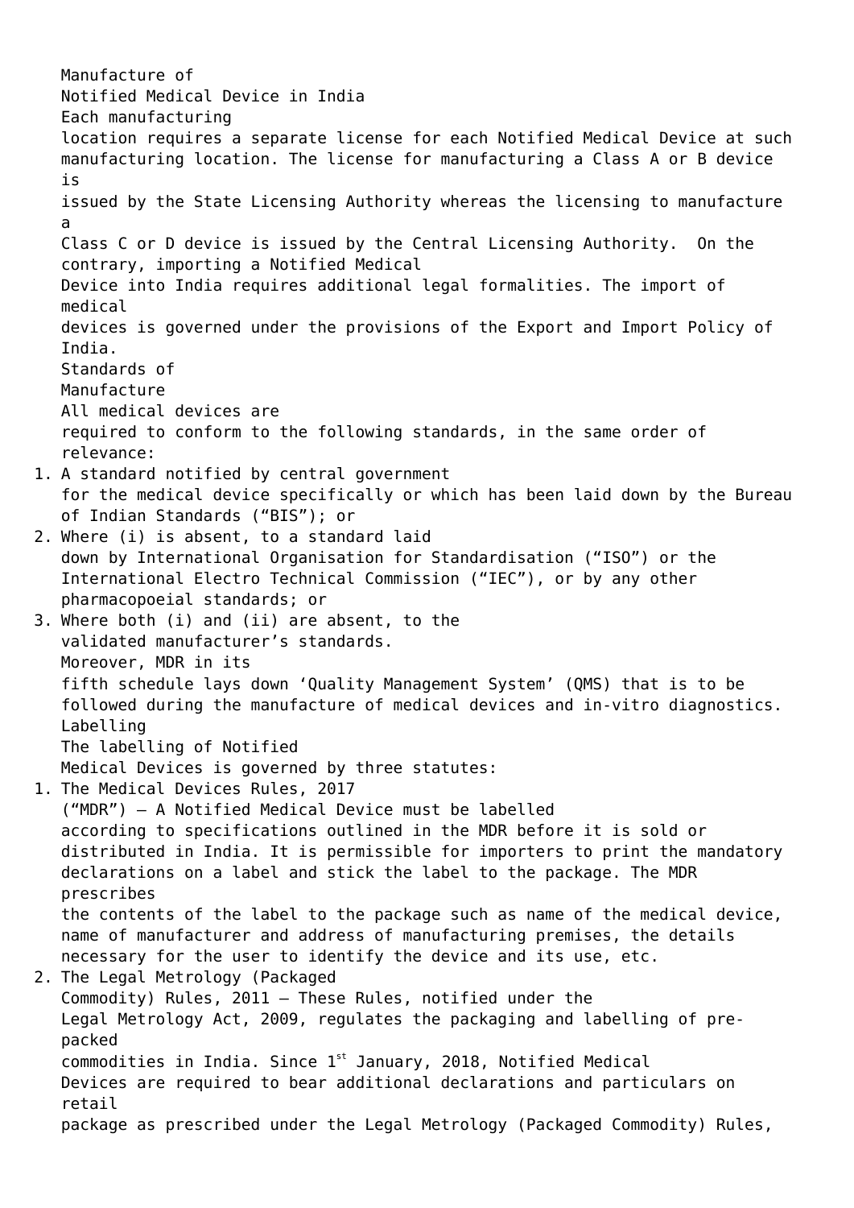### Manufacture of Notified Medical Device in India

Each manufacturing location requires a separate license for each Notified Medical Device at such manufacturing location. The license for manufacturing a Class A or B device is issued by the State Licensing Authority whereas the licensing to manufacture a Class C or D device is issued by the Central Licensing Authority. On the contrary, importing a Notified Medical Device into India requires additional legal formalities. The import of medical devices is governed under the provisions of the Export and Import Policy of India.

### Standards of Manufacture

All medical devices are required to conform to the following standards, in the same order of relevance:

1. A standard notified by central government for the medical device specifically or which has been laid down by the Bureau of Indian Standards (“BIS”); or
2. Where (i) is absent, to a standard laid down by International Organisation for Standardisation (“ISO”) or the International Electro Technical Commission (“IEC”), or by any other pharmacopoeial standards; or
3. Where both (i) and (ii) are absent, to the validated manufacturer’s standards.

Moreover, MDR in its fifth schedule lays down ‘Quality Management System’ (QMS) that is to be followed during the manufacture of medical devices and in-vitro diagnostics.

### Labelling

The labelling of Notified Medical Devices is governed by three statutes:

1. The Medical Devices Rules, 2017 (“MDR”) – A Notified Medical Device must be labelled according to specifications outlined in the MDR before it is sold or distributed in India. It is permissible for importers to print the mandatory declarations on a label and stick the label to the package. The MDR prescribes the contents of the label to the package such as name of the medical device, name of manufacturer and address of manufacturing premises, the details necessary for the user to identify the device and its use, etc.
2. The Legal Metrology (Packaged Commodity) Rules, 2011 – These Rules, notified under the Legal Metrology Act, 2009, regulates the packaging and labelling of pre-packed commodities in India. Since 1st January, 2018, Notified Medical Devices are required to bear additional declarations and particulars on retail package as prescribed under the Legal Metrology (Packaged Commodity) Rules,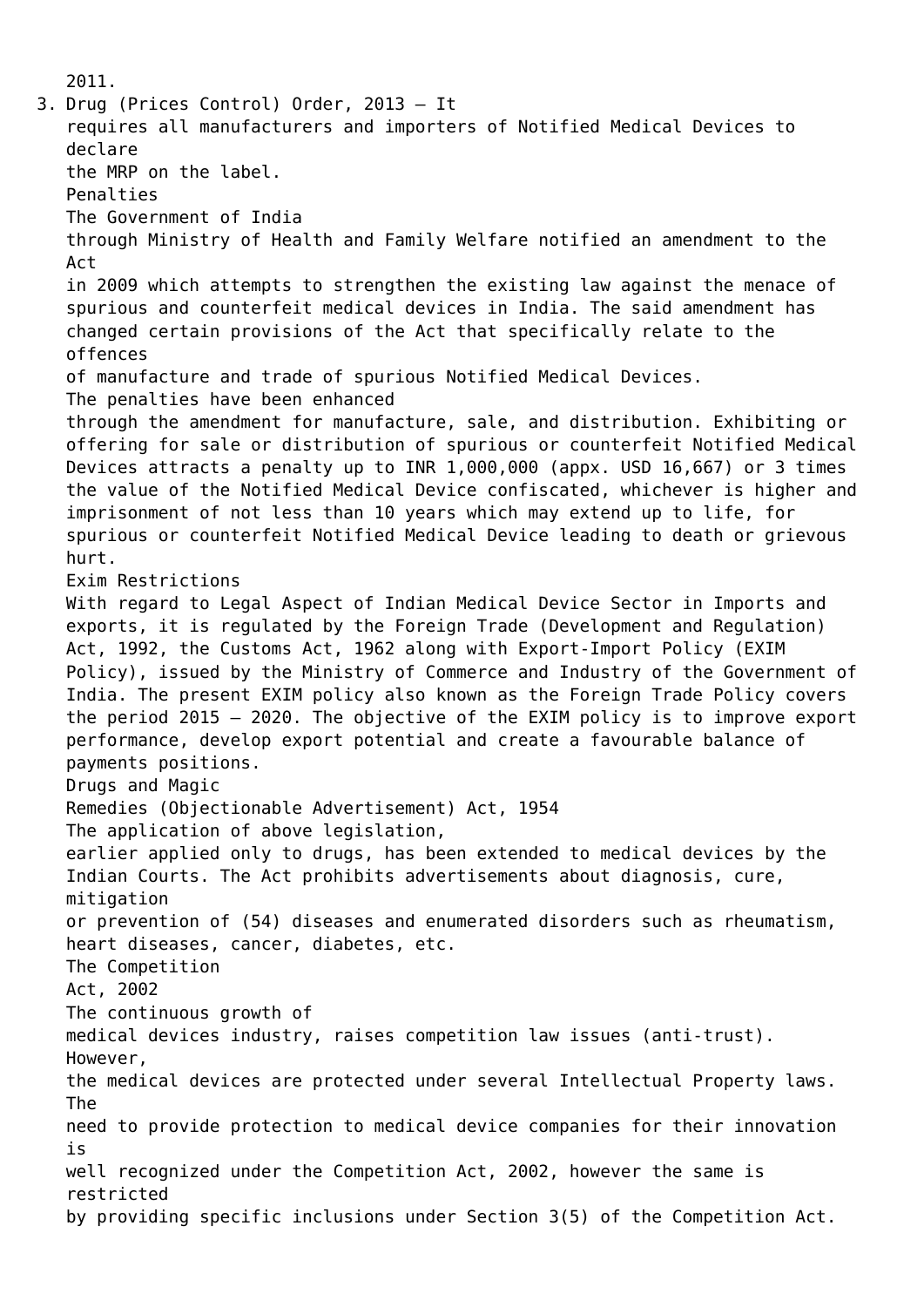2011.

3. Drug (Prices Control) Order, 2013 – It requires all manufacturers and importers of Notified Medical Devices to declare the MRP on the label.

### Penalties

The Government of India through Ministry of Health and Family Welfare notified an amendment to the Act in 2009 which attempts to strengthen the existing law against the menace of spurious and counterfeit medical devices in India. The said amendment has changed certain provisions of the Act that specifically relate to the offences of manufacture and trade of spurious Notified Medical Devices.

The penalties have been enhanced through the amendment for manufacture, sale, and distribution. Exhibiting or offering for sale or distribution of spurious or counterfeit Notified Medical Devices attracts a penalty up to INR 1,000,000 (appx. USD 16,667) or 3 times the value of the Notified Medical Device confiscated, whichever is higher and imprisonment of not less than 10 years which may extend up to life, for spurious or counterfeit Notified Medical Device leading to death or grievous hurt.

### Exim Restrictions

With regard to Legal Aspect of Indian Medical Device Sector in Imports and exports, it is regulated by the Foreign Trade (Development and Regulation) Act, 1992, the Customs Act, 1962 along with Export-Import Policy (EXIM Policy), issued by the Ministry of Commerce and Industry of the Government of India. The present EXIM policy also known as the Foreign Trade Policy covers the period 2015 – 2020. The objective of the EXIM policy is to improve export performance, develop export potential and create a favourable balance of payments positions.

### Drugs and Magic Remedies (Objectionable Advertisement) Act, 1954

The application of above legislation, earlier applied only to drugs, has been extended to medical devices by the Indian Courts. The Act prohibits advertisements about diagnosis, cure, mitigation or prevention of (54) diseases and enumerated disorders such as rheumatism, heart diseases, cancer, diabetes, etc.

### The Competition Act, 2002

The continuous growth of medical devices industry, raises competition law issues (anti-trust). However, the medical devices are protected under several Intellectual Property laws. The need to provide protection to medical device companies for their innovation is well recognized under the Competition Act, 2002, however the same is restricted by providing specific inclusions under Section 3(5) of the Competition Act.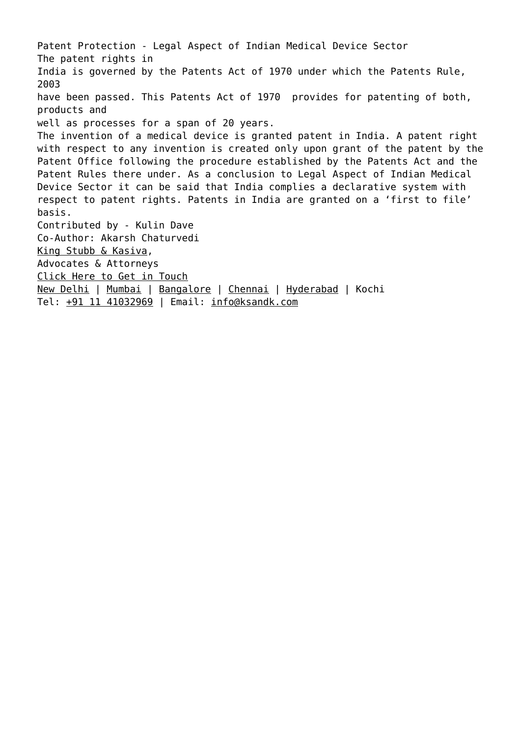## Patent Protection - Legal Aspect of Indian Medical Device Sector

The patent rights in India is governed by the Patents Act of 1970 under which the Patents Rule, 2003 have been passed. This Patents Act of 1970 provides for patenting of both, products and well as processes for a span of 20 years.

The invention of a medical device is granted patent in India. A patent right with respect to any invention is created only upon grant of the patent by the Patent Office following the procedure established by the Patents Act and the Patent Rules there under. As a conclusion to Legal Aspect of Indian Medical Device Sector it can be said that India complies a declarative system with respect to patent rights. Patents in India are granted on a 'first to file' basis.

Contributed by - Kulin Dave
Co-Author: Akarsh Chaturvedi
King Stubb & Kasiva,
Advocates & Attorneys
Click Here to Get in Touch
New Delhi | Mumbai | Bangalore | Chennai | Hyderabad | Kochi
Tel: +91 11 41032969 | Email: info@ksandk.com